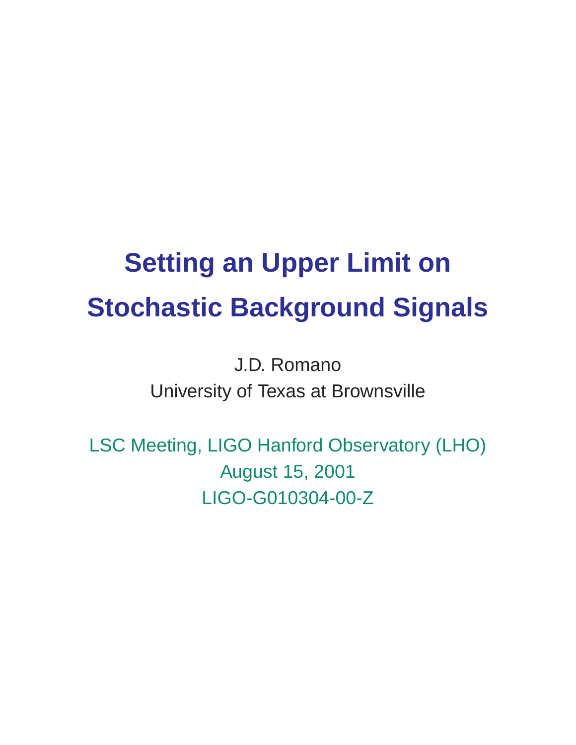# Setting an Upper Limit on Stochastic Background Signals

J.D. Romano

University of Texas at Brownsville

LSC Meeting, LIGO Hanford Observatory (LHO)

August 15, 2001

LIGO-G010304-00-Z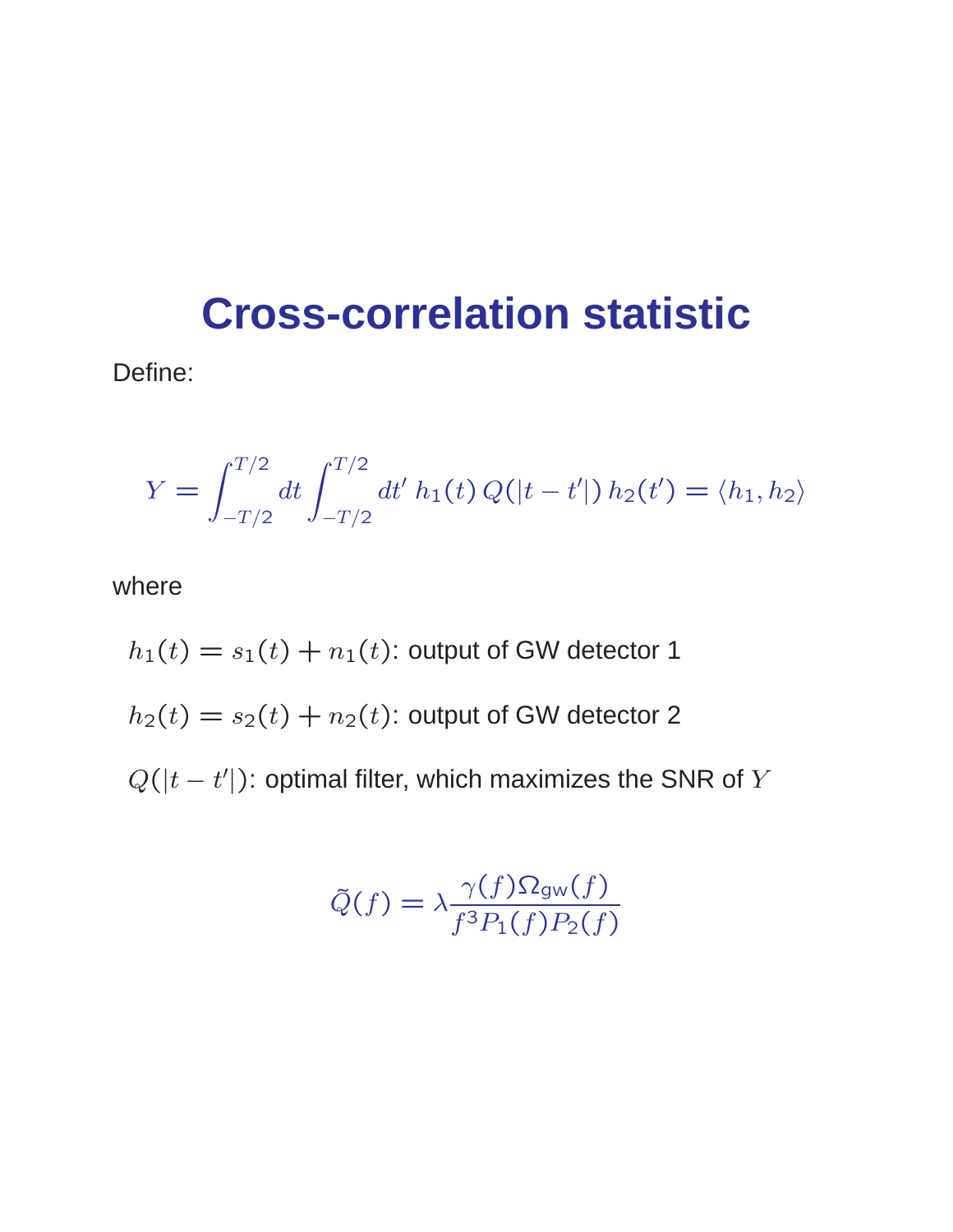# Cross-correlation statistic

Define:

$$Y = \int_{-T/2}^{T/2} dt \int_{-T/2}^{T/2} dt' \, h_1(t) \, Q(|t-t'|) \, h_2(t') = \langle h_1, h_2 \rangle$$

where

$h_1(t) = s_1(t) + n_1(t)$: output of GW detector 1

$h_2(t) = s_2(t) + n_2(t)$: output of GW detector 2

$Q(|t-t'|)$: optimal filter, which maximizes the SNR of $Y$

$$\tilde{Q}(f) = \lambda \frac{\gamma(f)\Omega_{\text{gw}}(f)}{f^3 P_1(f) P_2(f)}$$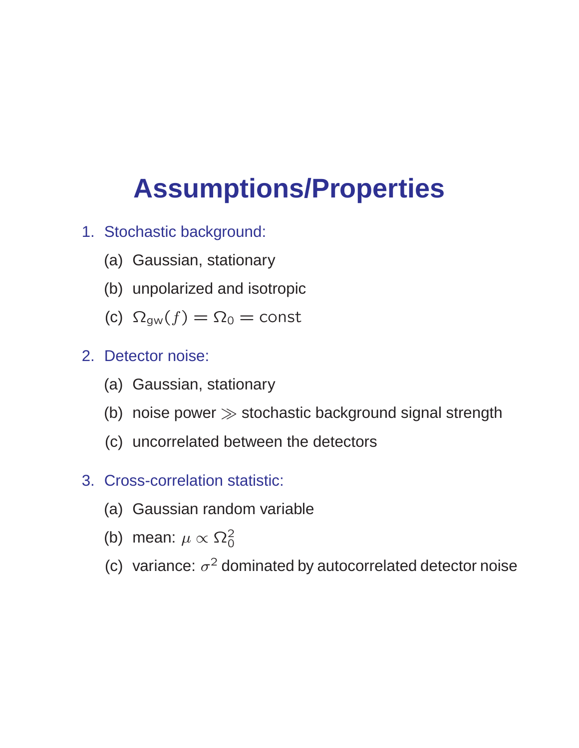# Assumptions/Properties

1. Stochastic background:
   - (a) Gaussian, stationary
   - (b) unpolarized and isotropic
   - (c) $\Omega_{\rm gw}(f) = \Omega_0 = {\rm const}$
2. Detector noise:
   - (a) Gaussian, stationary
   - (b) noise power $\gg$ stochastic background signal strength
   - (c) uncorrelated between the detectors
3. Cross-correlation statistic:
   - (a) Gaussian random variable
   - (b) mean: $\mu \propto \Omega_0^2$
   - (c) variance: $\sigma^2$ dominated by autocorrelated detector noise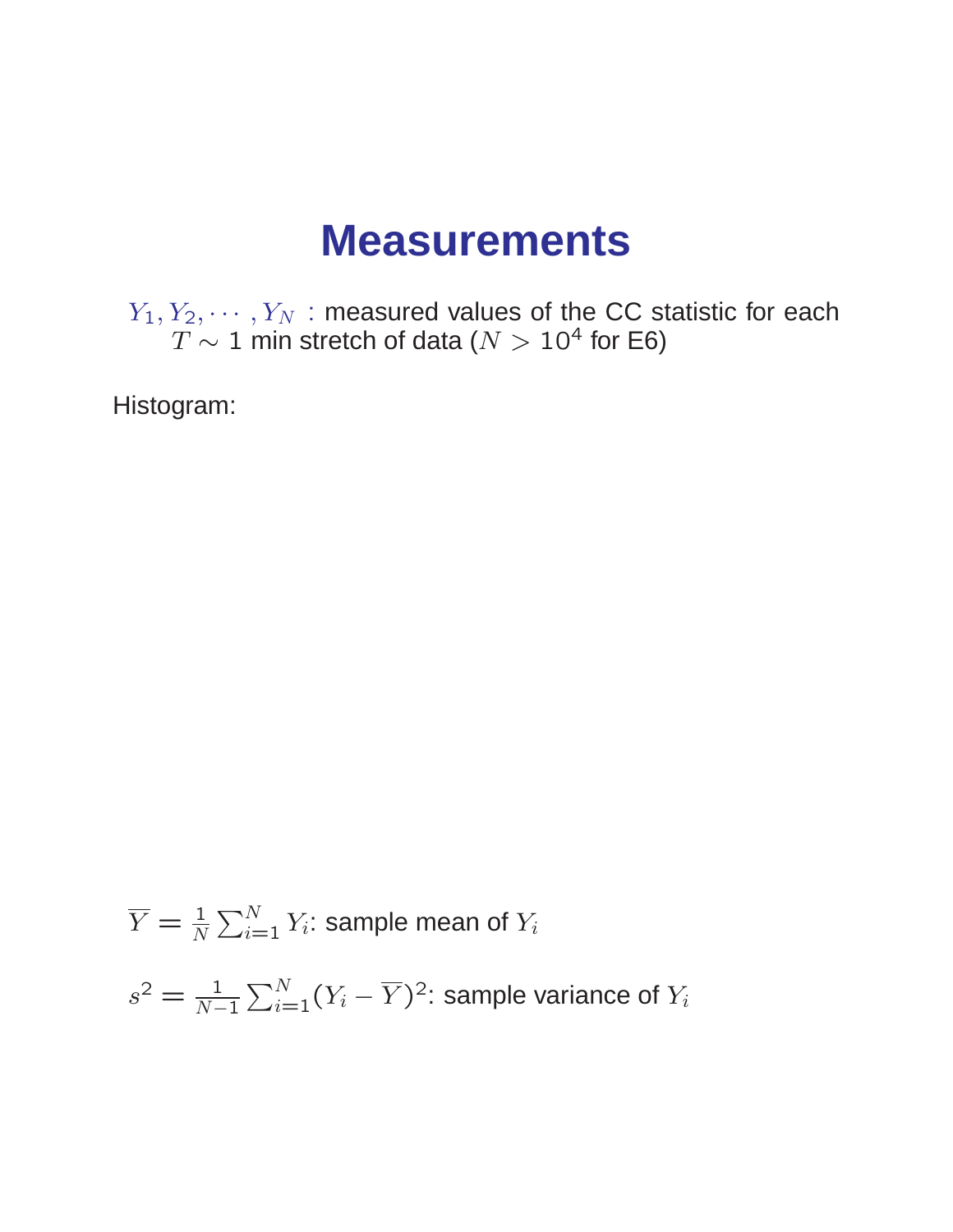# Measurements

$Y_1, Y_2, \cdots, Y_N$ : measured values of the CC statistic for each $T \sim 1$ min stretch of data ($N > 10^4$ for E6)

Histogram:

$\overline{Y} = \frac{1}{N} \sum_{i=1}^{N} Y_i$: sample mean of $Y_i$

$s^2 = \frac{1}{N-1} \sum_{i=1}^{N} (Y_i - \overline{Y})^2$: sample variance of $Y_i$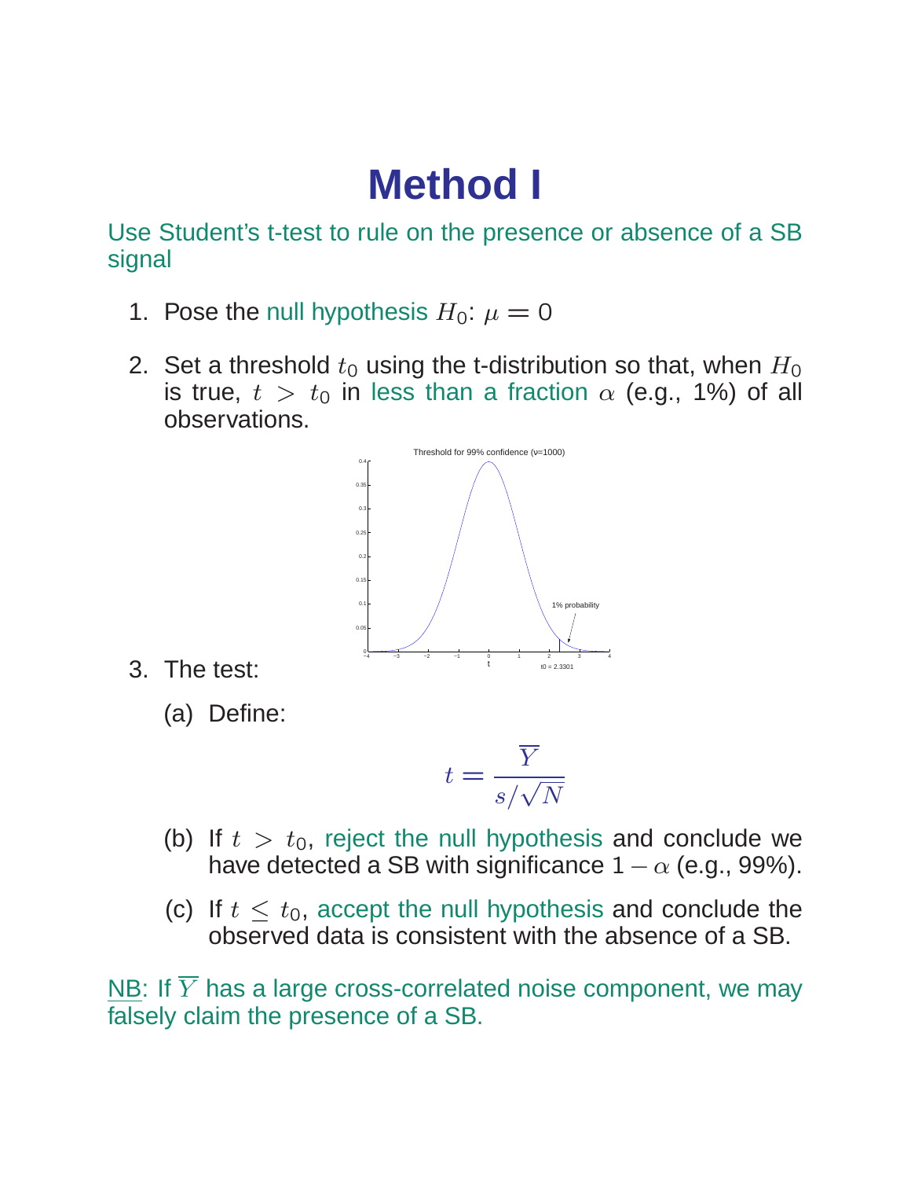# Method I

Use Student's t-test to rule on the presence or absence of a SB signal

1. Pose the null hypothesis $H_0$: $\mu = 0$

2. Set a threshold $t_0$ using the t-distribution so that, when $H_0$ is true, $t > t_0$ in less than a fraction $\alpha$ (e.g., 1%) of all observations.

3. The test:

   (a) Define:

$$t = \frac{\overline{Y}}{s/\sqrt{N}}$$

   (b) If $t > t_0$, reject the null hypothesis and conclude we have detected a SB with significance $1 - \alpha$ (e.g., 99%).

   (c) If $t \leq t_0$, accept the null hypothesis and conclude the observed data is consistent with the absence of a SB.

NB: If $\overline{Y}$ has a large cross-correlated noise component, we may falsely claim the presence of a SB.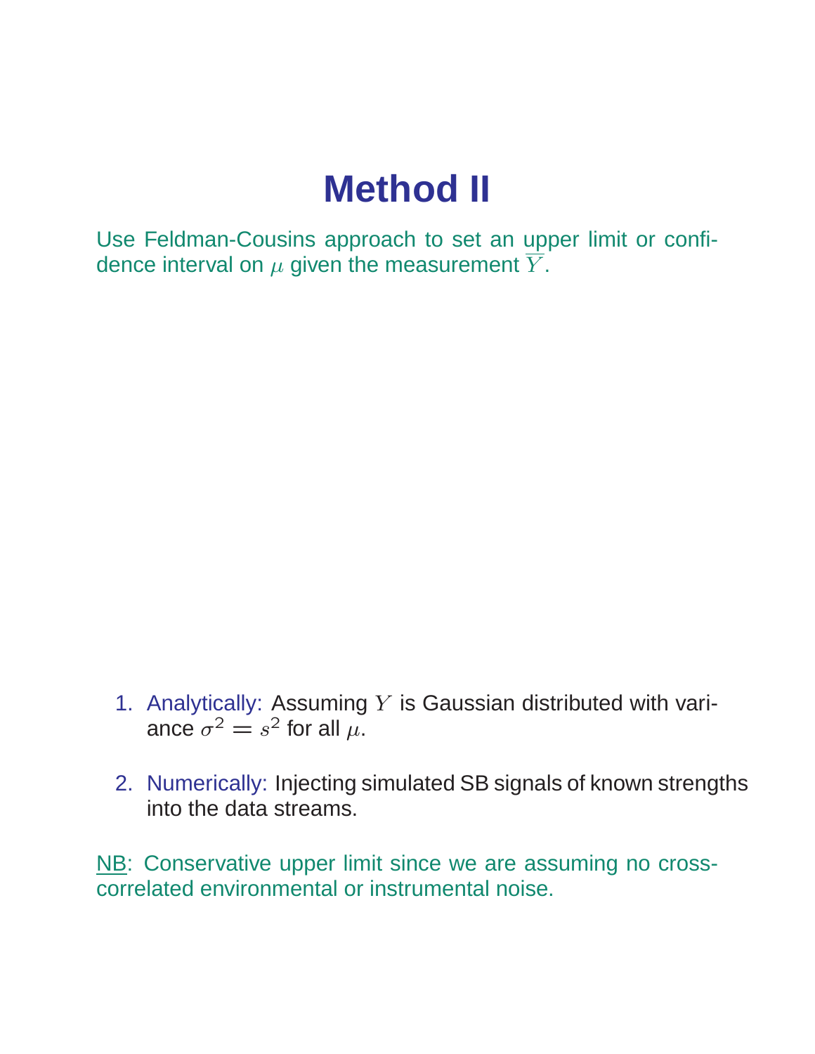# Method II

Use Feldman-Cousins approach to set an upper limit or confidence interval on $\mu$ given the measurement $\overline{Y}$.

1. Analytically: Assuming $Y$ is Gaussian distributed with variance $\sigma^2 = s^2$ for all $\mu$.
2. Numerically: Injecting simulated SB signals of known strengths into the data streams.

NB: Conservative upper limit since we are assuming no cross-correlated environmental or instrumental noise.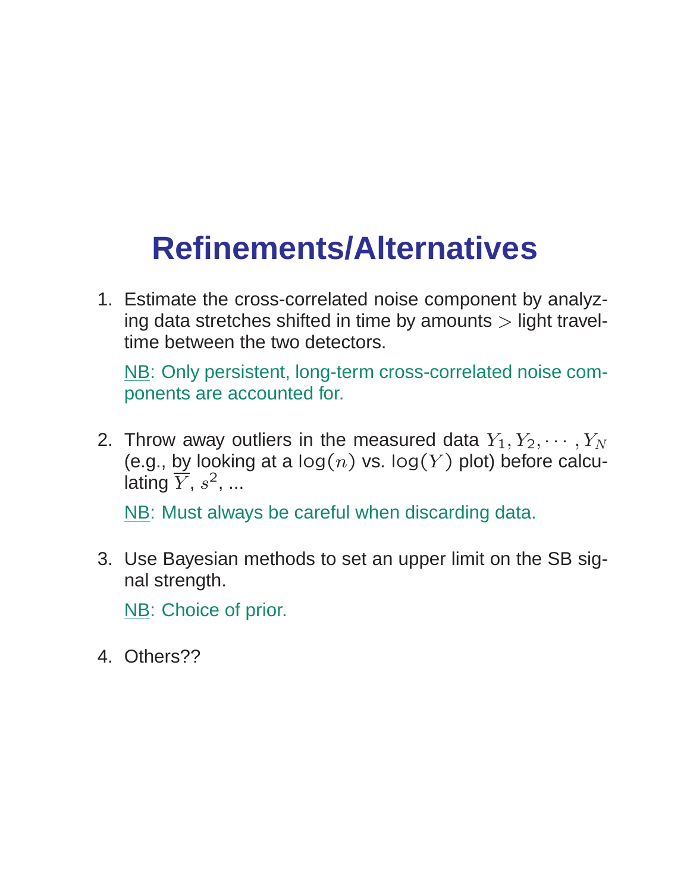# Refinements/Alternatives

1. Estimate the cross-correlated noise component by analyzing data stretches shifted in time by amounts $>$ light travel-time between the two detectors.

   NB: Only persistent, long-term cross-correlated noise components are accounted for.

2. Throw away outliers in the measured data $Y_1, Y_2, \cdots, Y_N$ (e.g., by looking at a $\log(n)$ vs. $\log(Y)$ plot) before calculating $\overline{Y}$, $s^2$, ...

   NB: Must always be careful when discarding data.

3. Use Bayesian methods to set an upper limit on the SB signal strength.

   NB: Choice of prior.

4. Others??